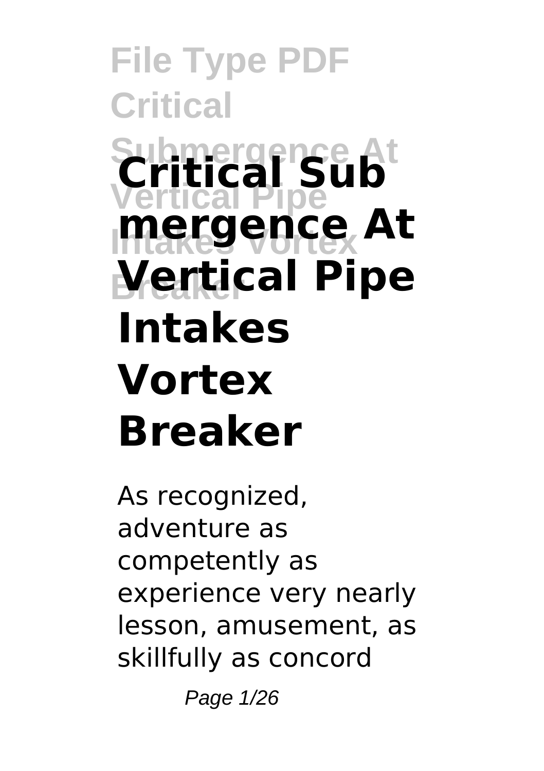# Critical Submergence At Vertical Pipe Intakes Vortex Breaker

As recognized, adventure as competently as experience very nearly lesson, amusement, as skillfully as concord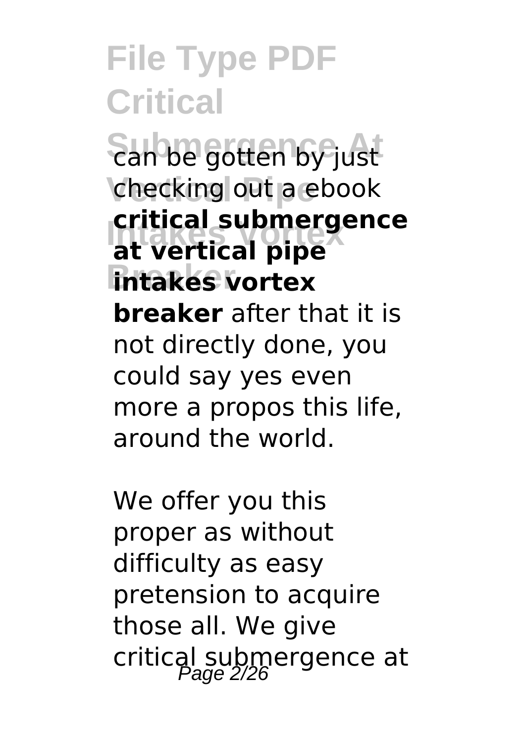can be gotten by just checking out a ebook **critical submergence at vertical pipe intakes vortex breaker** after that it is not directly done, you could say yes even more a propos this life, around the world.

We offer you this proper as without difficulty as easy pretension to acquire those all. We give critical submergence at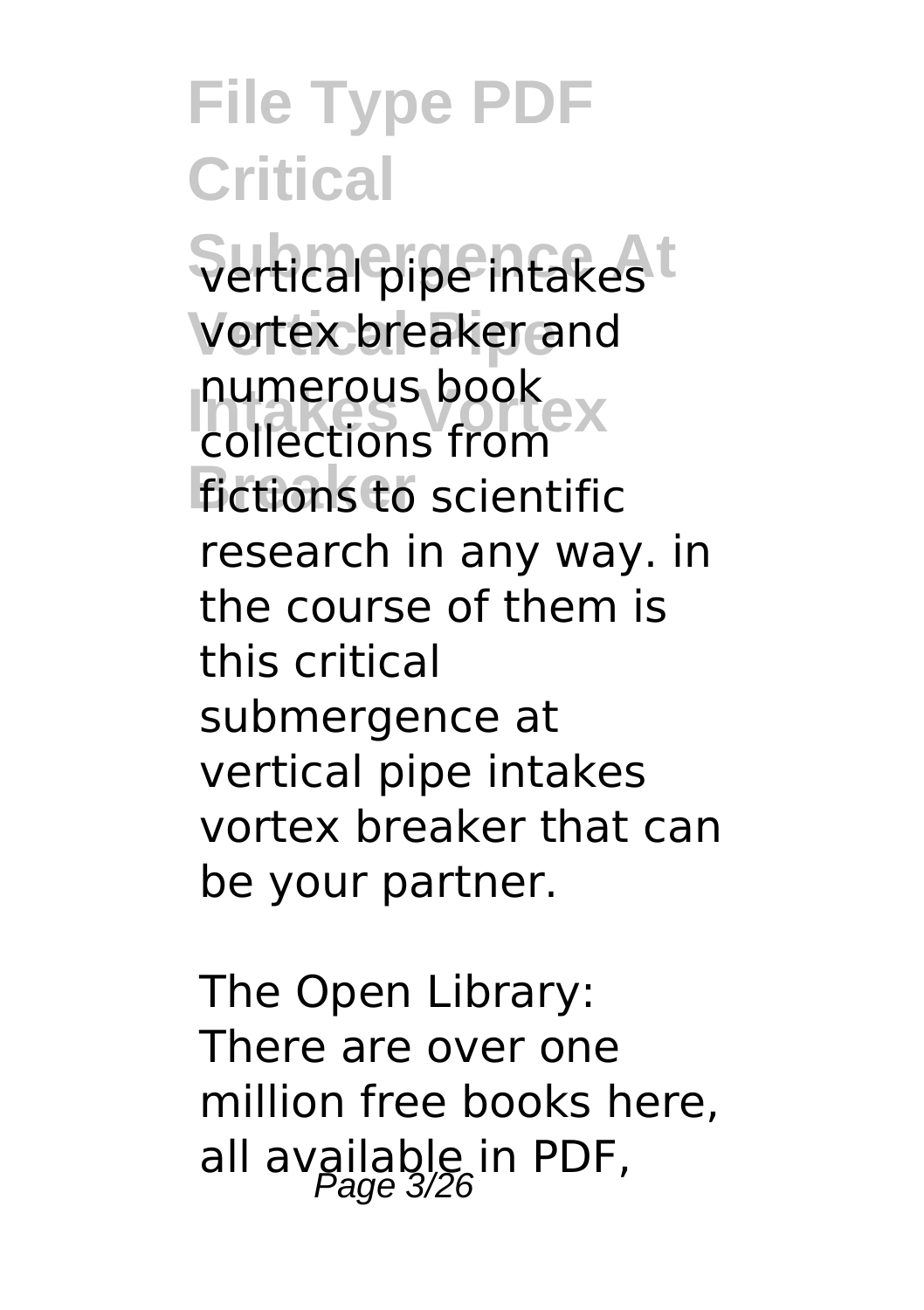vertical pipe intakes vortex breaker and numerous book collections from fictions to scientific research in any way. in the course of them is this critical submergence at vertical pipe intakes vortex breaker that can be your partner.

The Open Library: There are over one million free books here, all available in PDF,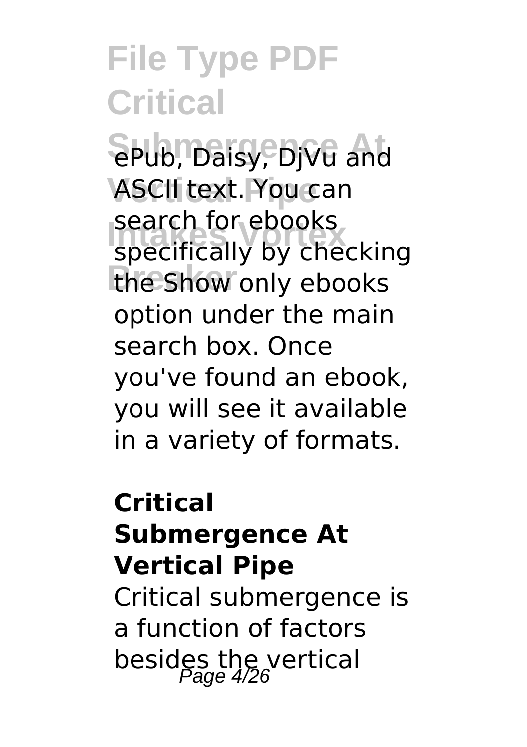ePub, Daisy, DjVu and ASCII text. You can search for ebooks specifically by checking the Show only ebooks option under the main search box. Once you've found an ebook, you will see it available in a variety of formats.

**Critical Submergence At Vertical Pipe**

Critical submergence is a function of factors besides the vertical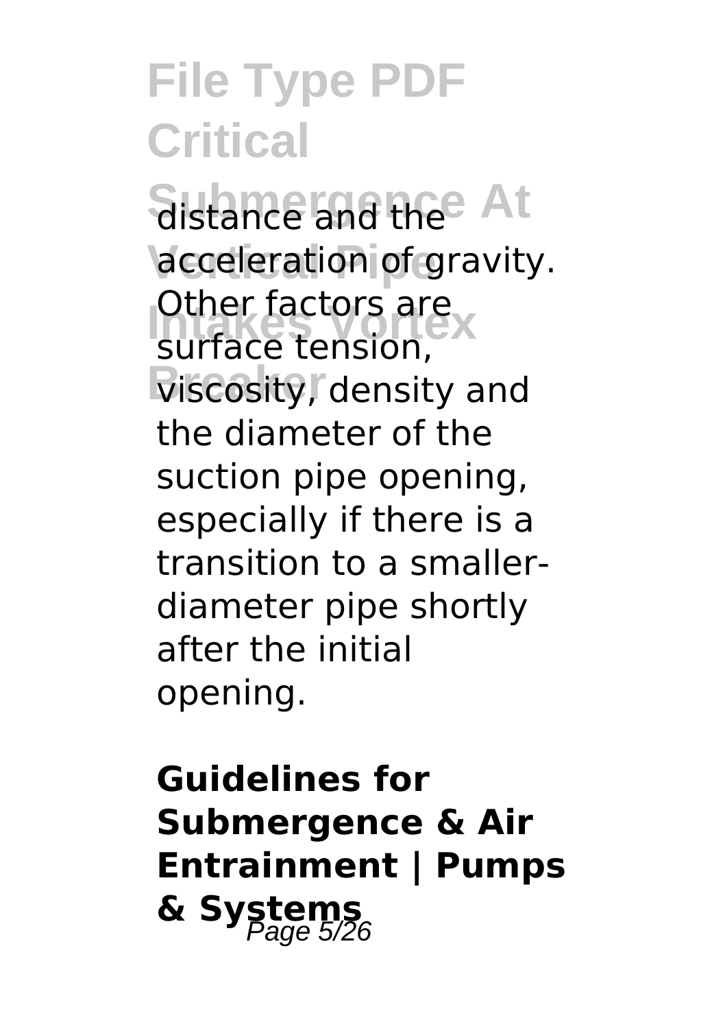distance and the acceleration of gravity. Other factors are surface tension, viscosity, density and the diameter of the suction pipe opening, especially if there is a transition to a smaller-diameter pipe shortly after the initial opening.

**Guidelines for Submergence & Air Entrainment | Pumps & Systems**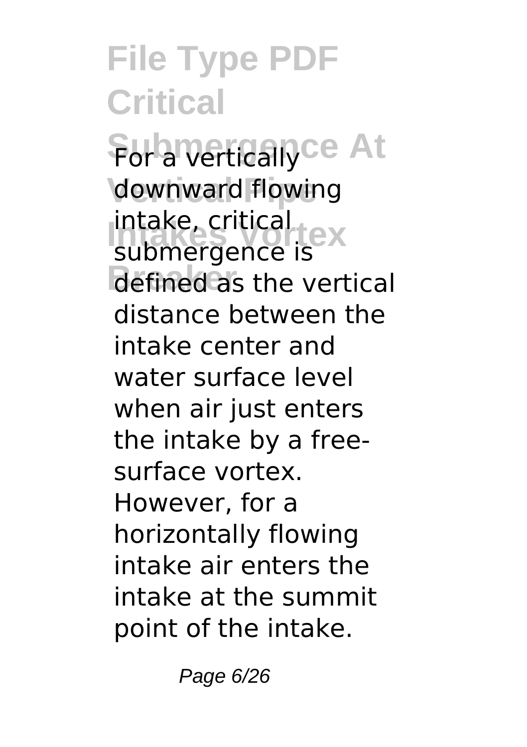For a vertically downward flowing intake, critical submergence is defined as the vertical distance between the intake center and water surface level when air just enters the intake by a free-surface vortex. However, for a horizontally flowing intake air enters the intake at the summit point of the intake.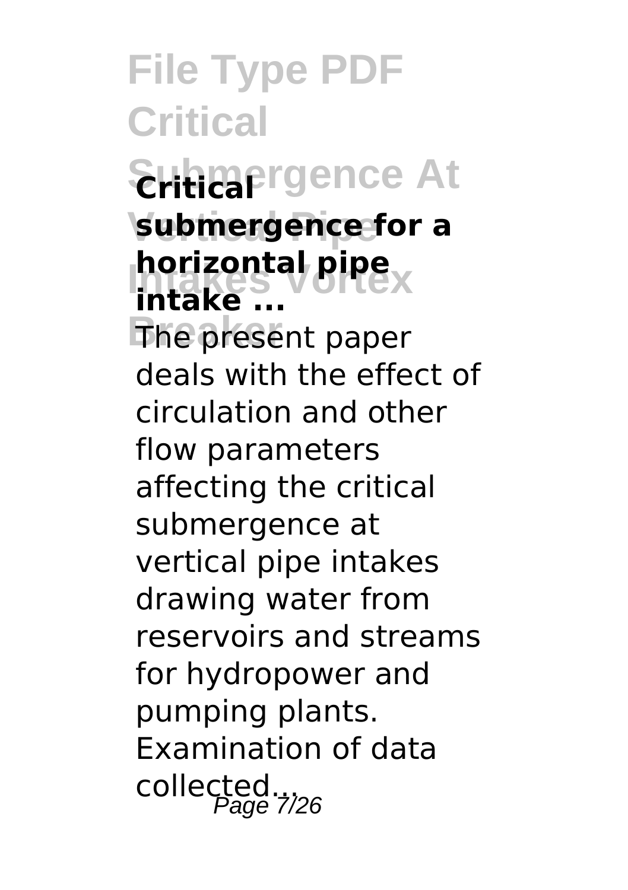**Critical submergence for a horizontal pipe intake ...**

The present paper deals with the effect of circulation and other flow parameters affecting the critical submergence at vertical pipe intakes drawing water from reservoirs and streams for hydropower and pumping plants. Examination of data collected...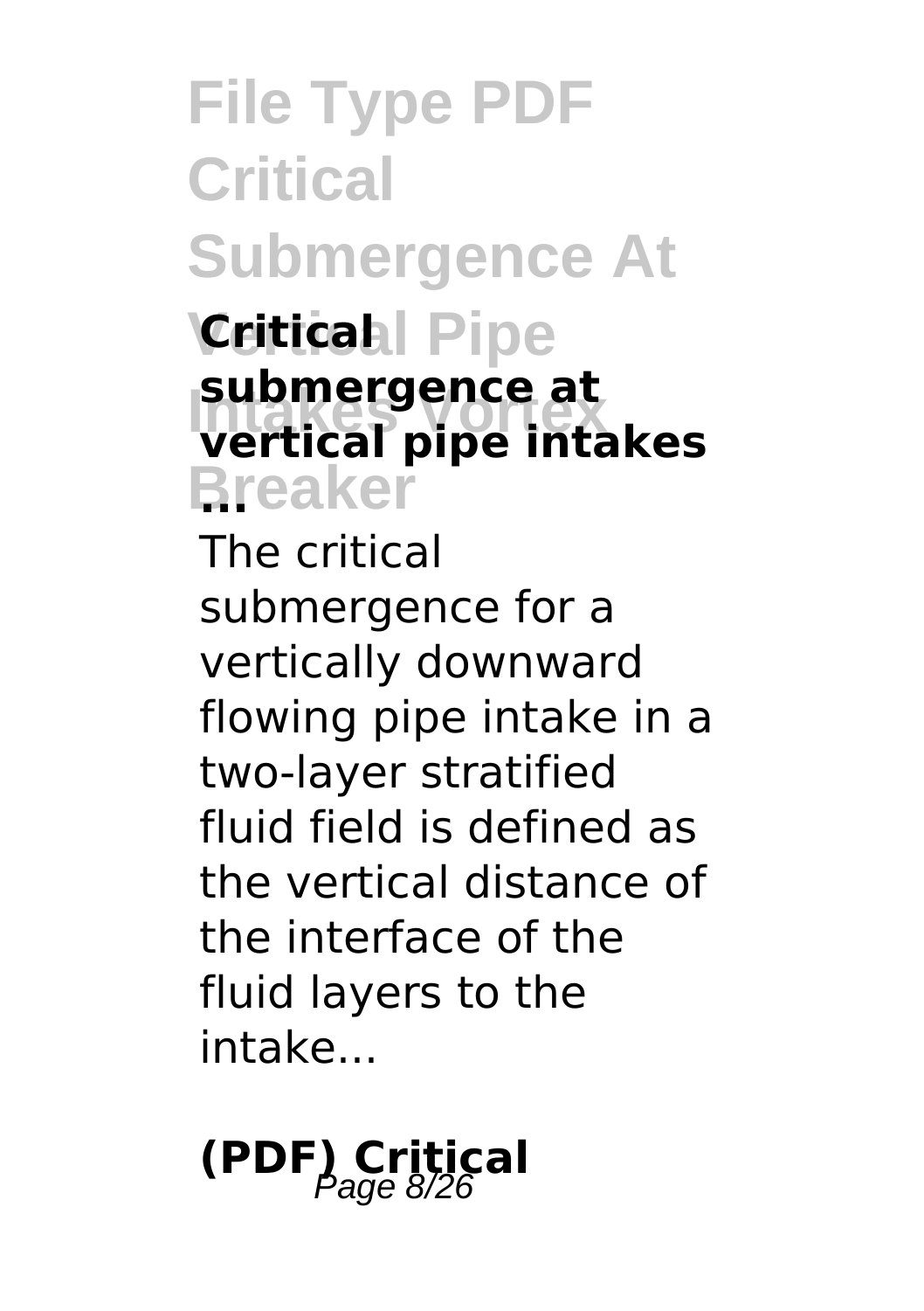### Critical submergence at vertical pipe intakes ...

The critical submergence for a vertically downward flowing pipe intake in a two-layer stratified fluid field is defined as the vertical distance of the interface of the fluid layers to the intake...

### (PDF) Critical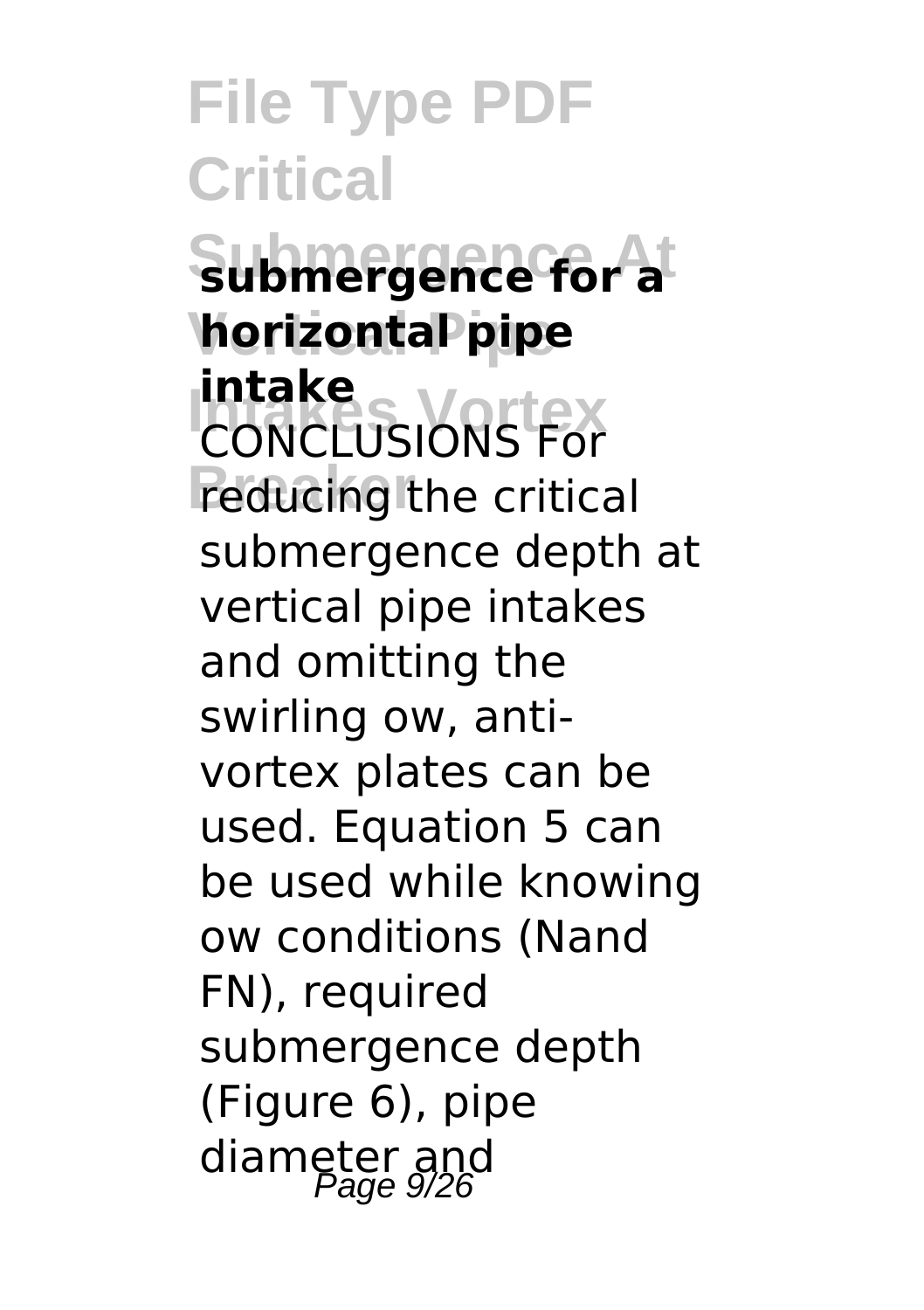**submergence for a horizontal pipe intake** CONCLUSIONS For reducing the critical submergence depth at vertical pipe intakes and omitting the swirling ow, anti-vortex plates can be used. Equation 5 can be used while knowing ow conditions (Nand FN), required submergence depth (Figure 6), pipe diameter and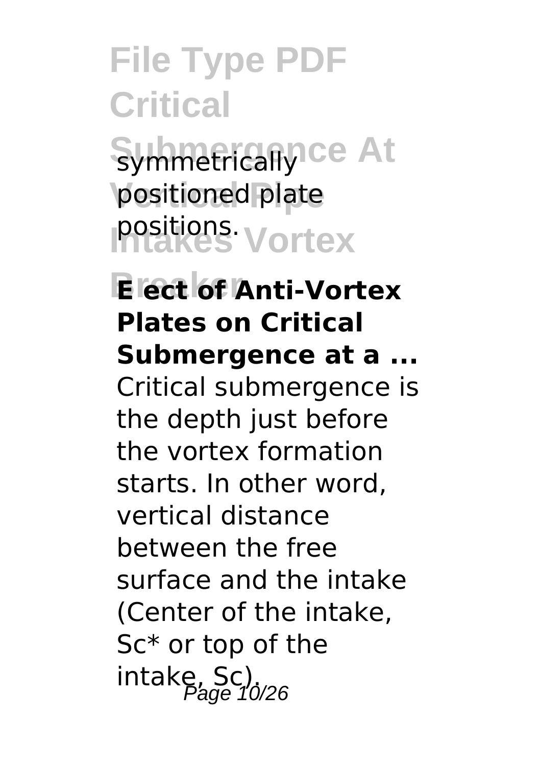symmetrically positioned plate positions.

**E ect of Anti-Vortex Plates on Critical Submergence at a ...**

Critical submergence is the depth just before the vortex formation starts. In other word, vertical distance between the free surface and the intake (Center of the intake, Sc* or top of the intake, Sc).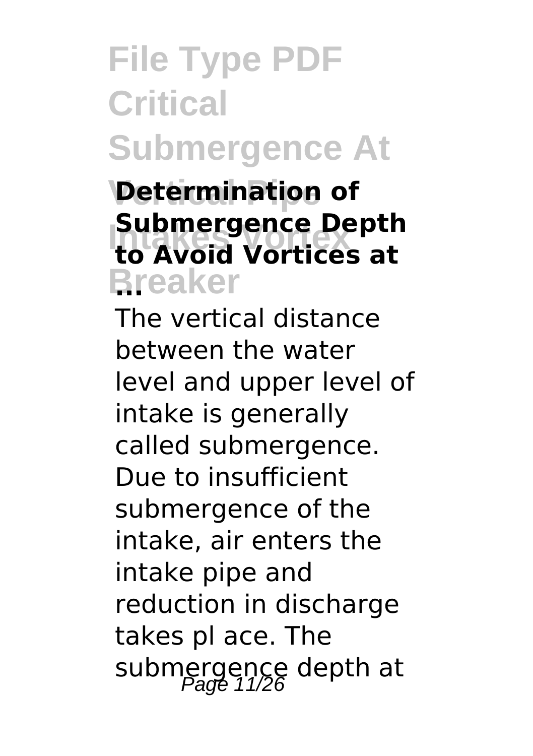**Determination of Submergence Depth to Avoid Vortices at ...**

The vertical distance between the water level and upper level of intake is generally called submergence. Due to insufficient submergence of the intake, air enters the intake pipe and reduction in discharge takes pl ace. The submergence depth at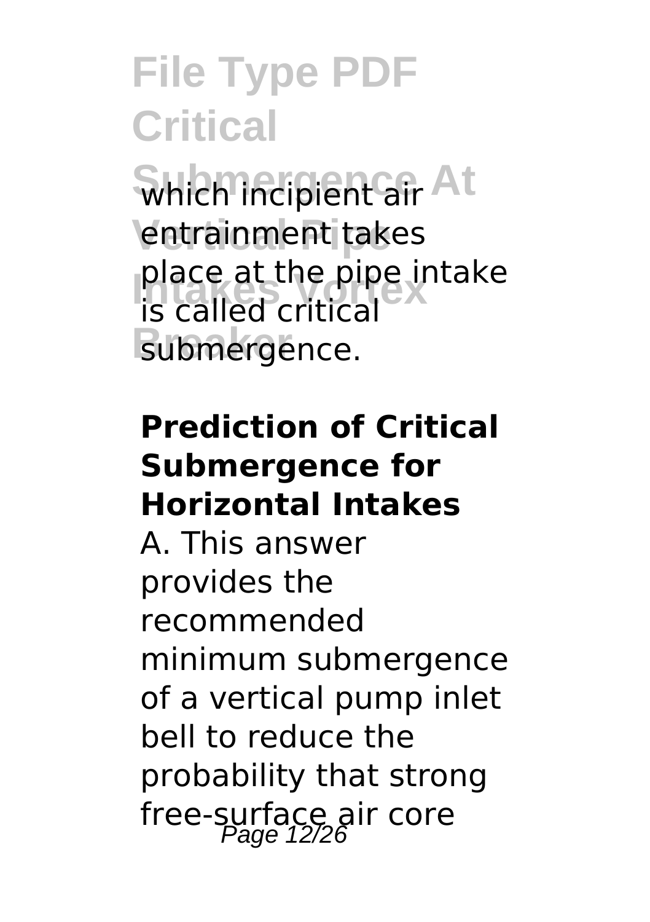which incipient air entrainment takes place at the pipe intake is called critical submergence.

### Prediction of Critical Submergence for Horizontal Intakes

A. This answer provides the recommended minimum submergence of a vertical pump inlet bell to reduce the probability that strong free-surface air core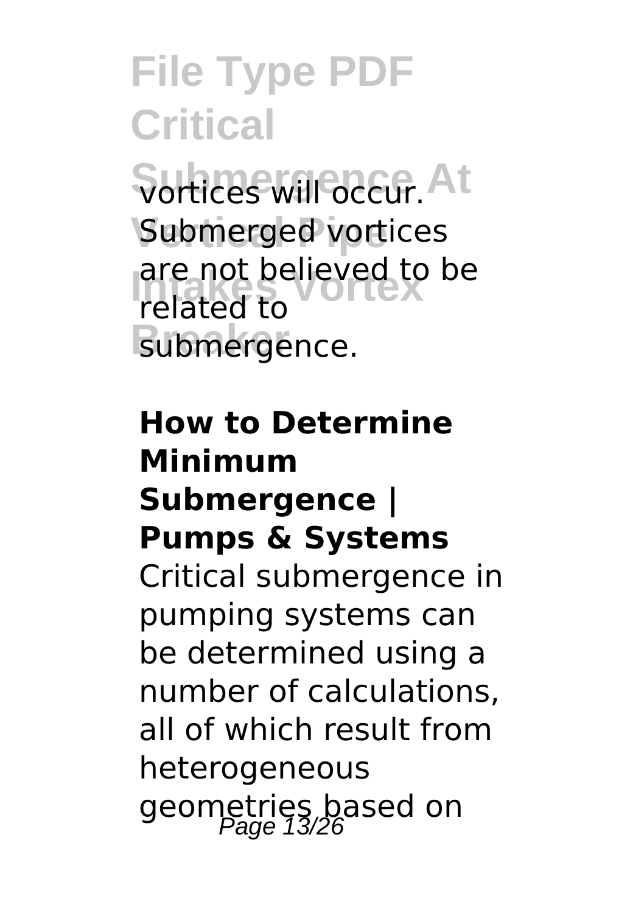vortices will occur. Submerged vortices are not believed to be related to submergence.

**How to Determine Minimum Submergence | Pumps & Systems**

Critical submergence in pumping systems can be determined using a number of calculations, all of which result from heterogeneous geometries based on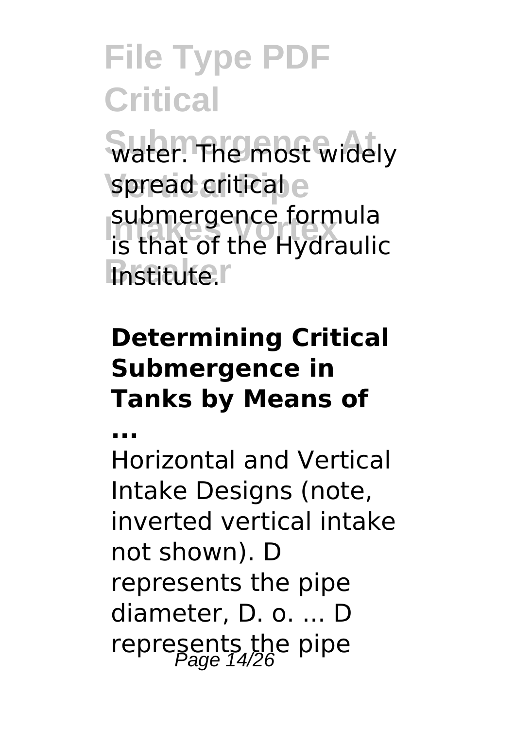water. The most widely spread critical submergence formula is that of the Hydraulic Institute.

### Determining Critical Submergence in Tanks by Means of ...

Horizontal and Vertical Intake Designs (note, inverted vertical intake not shown). D represents the pipe diameter, D. o. ... D represents the pipe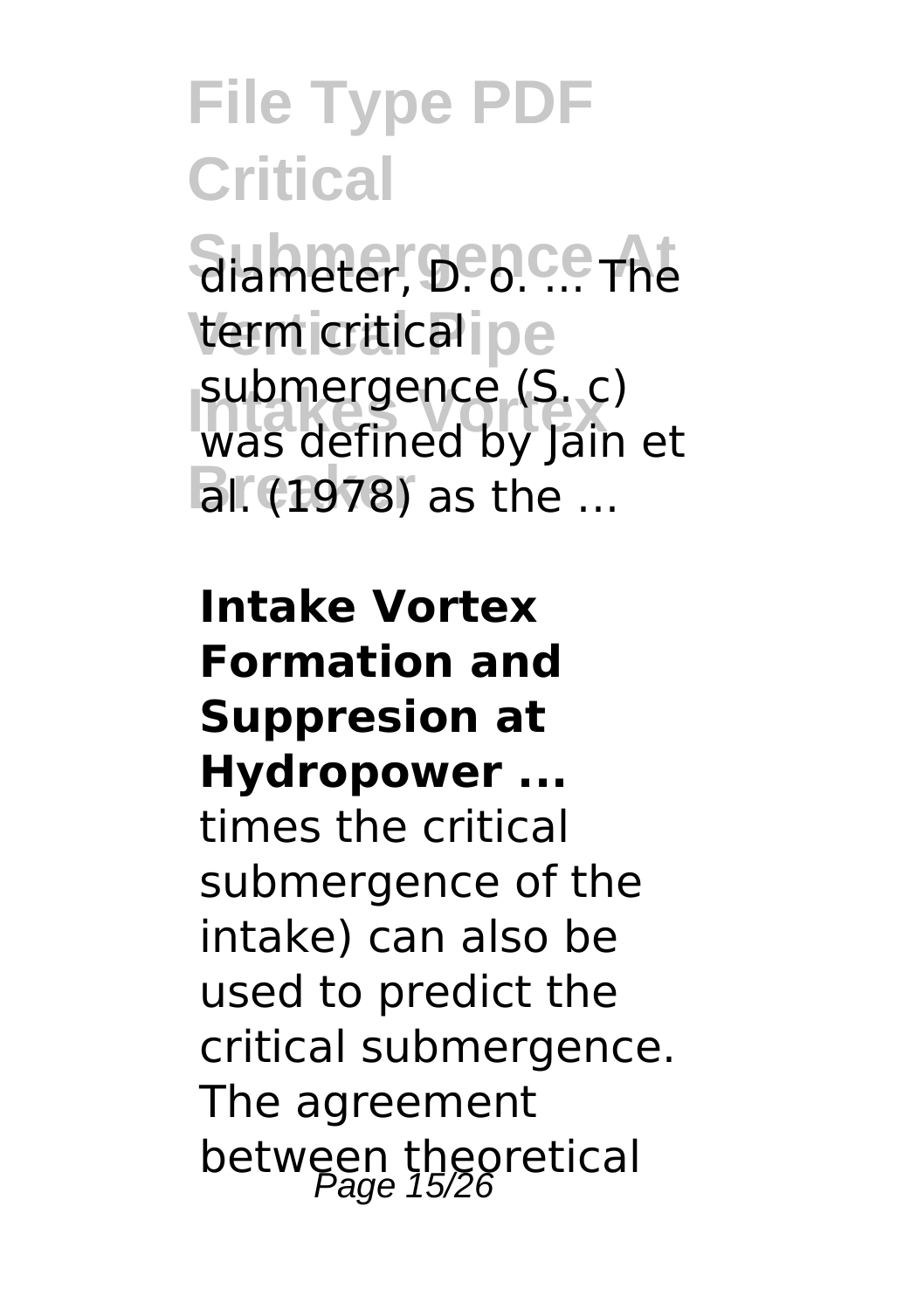diameter, D. o. ... The term critical submergence (S. c) was defined by Jain et al. (1978) as the ...

**Intake Vortex Formation and Suppresion at Hydropower ...**

times the critical submergence of the intake) can also be used to predict the critical submergence. The agreement between theoretical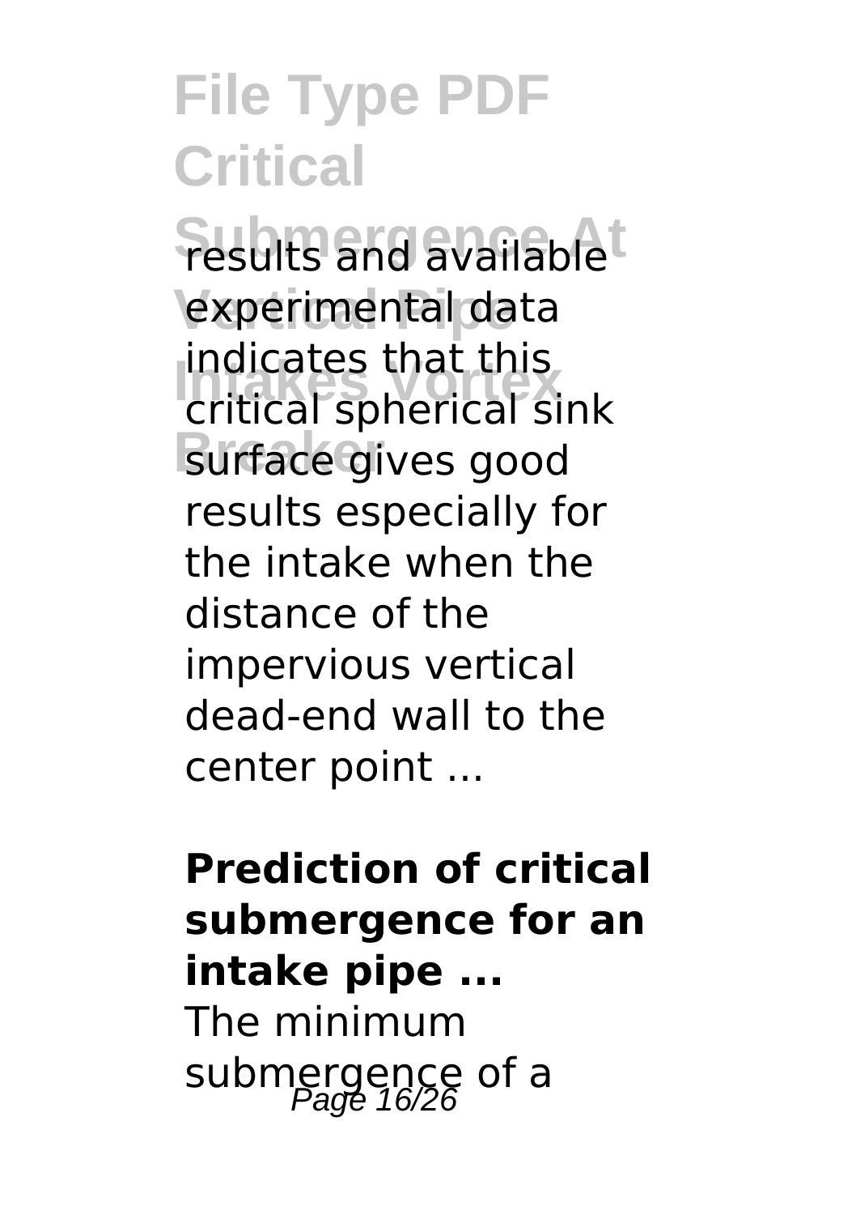results and available experimental data indicates that this critical spherical sink surface gives good results especially for the intake when the distance of the impervious vertical dead-end wall to the center point ...

**Prediction of critical submergence for an intake pipe ...**

The minimum submergence of a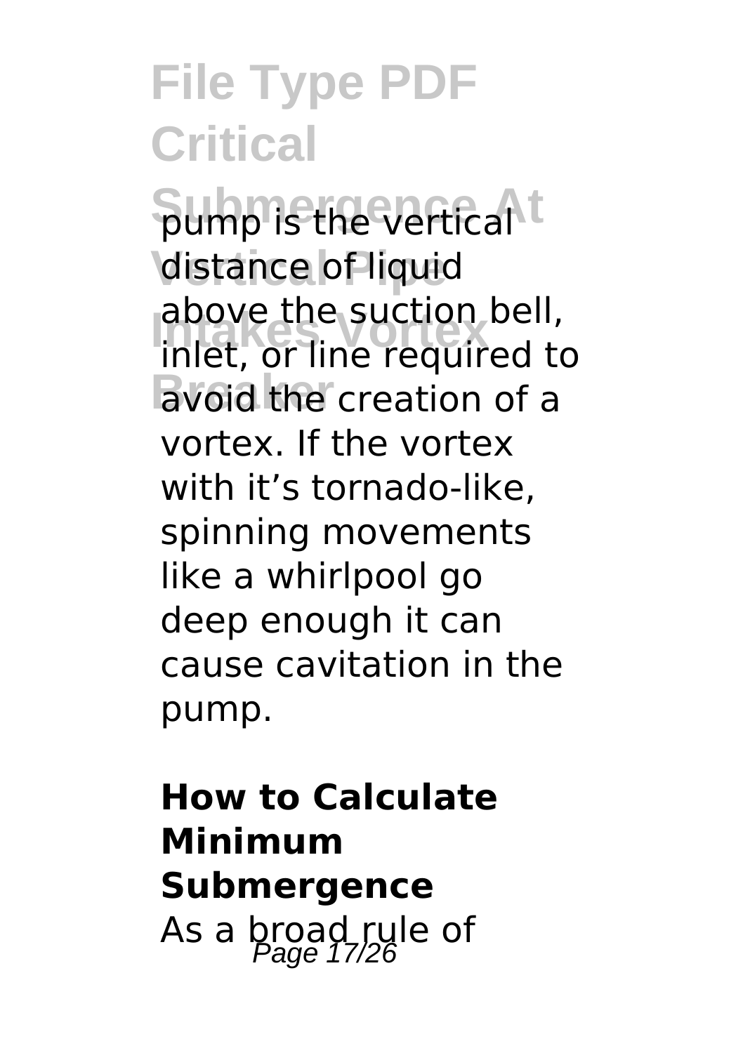pump is the vertical distance of liquid above the suction bell, inlet, or line required to avoid the creation of a vortex. If the vortex with it's tornado-like, spinning movements like a whirlpool go deep enough it can cause cavitation in the pump.

### How to Calculate Minimum Submergence

As a broad rule of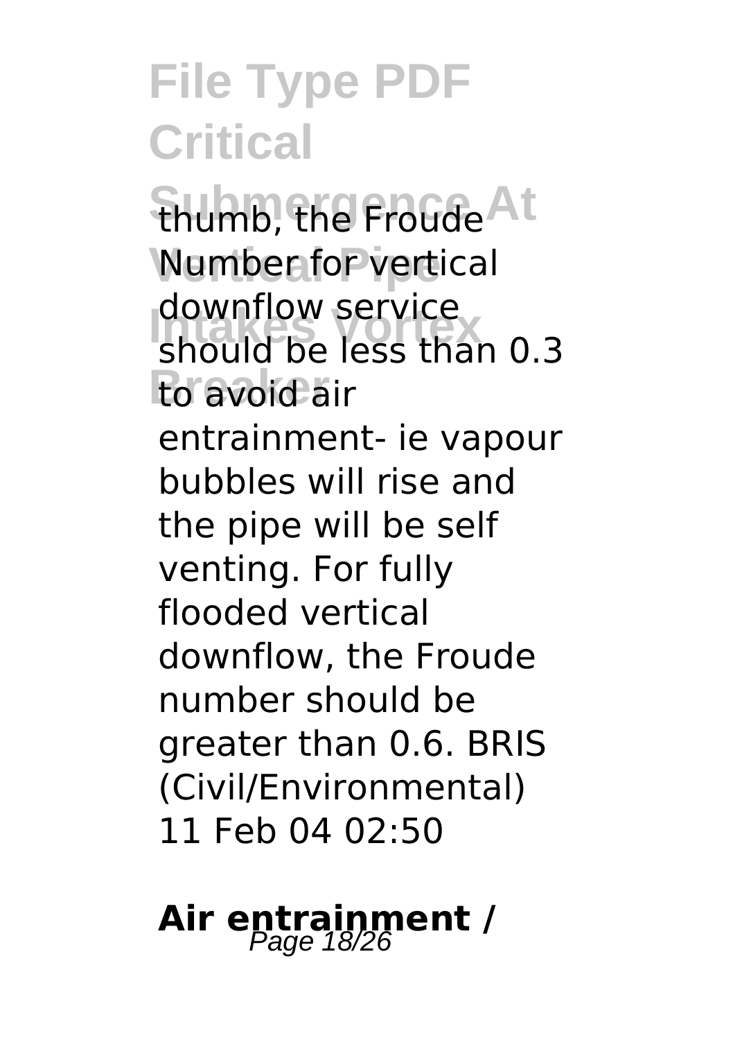thumb, the Froude Number for vertical downflow service should be less than 0.3 to avoid air entrainment- ie vapour bubbles will rise and the pipe will be self venting. For fully flooded vertical downflow, the Froude number should be greater than 0.6. BRIS (Civil/Environmental) 11 Feb 04 02:50

## Air entrainment /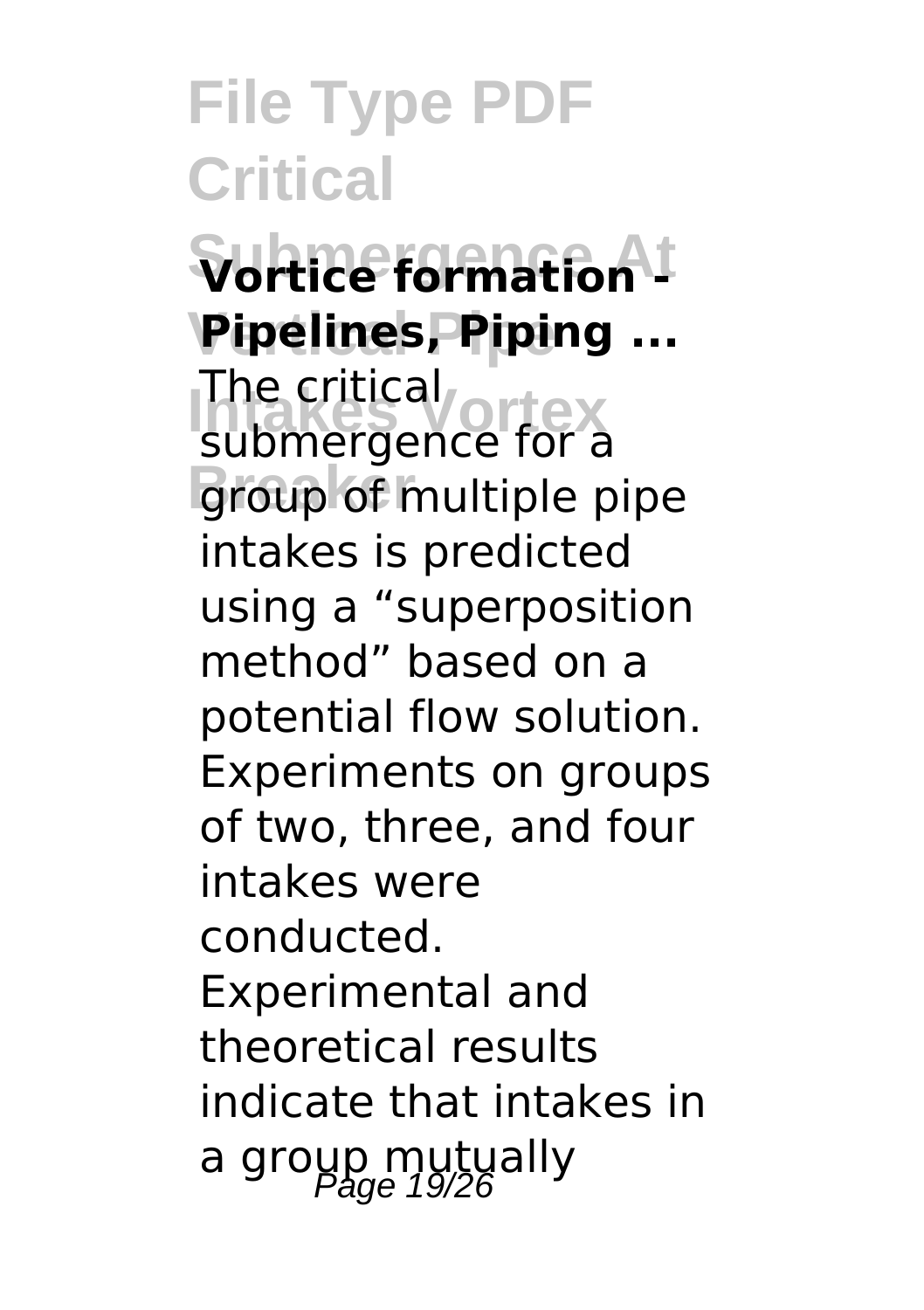**Vortice formation - Pipelines, Piping ...**

The critical submergence for a group of multiple pipe intakes is predicted using a “superposition method” based on a potential flow solution. Experiments on groups of two, three, and four intakes were conducted. Experimental and theoretical results indicate that intakes in a group mutually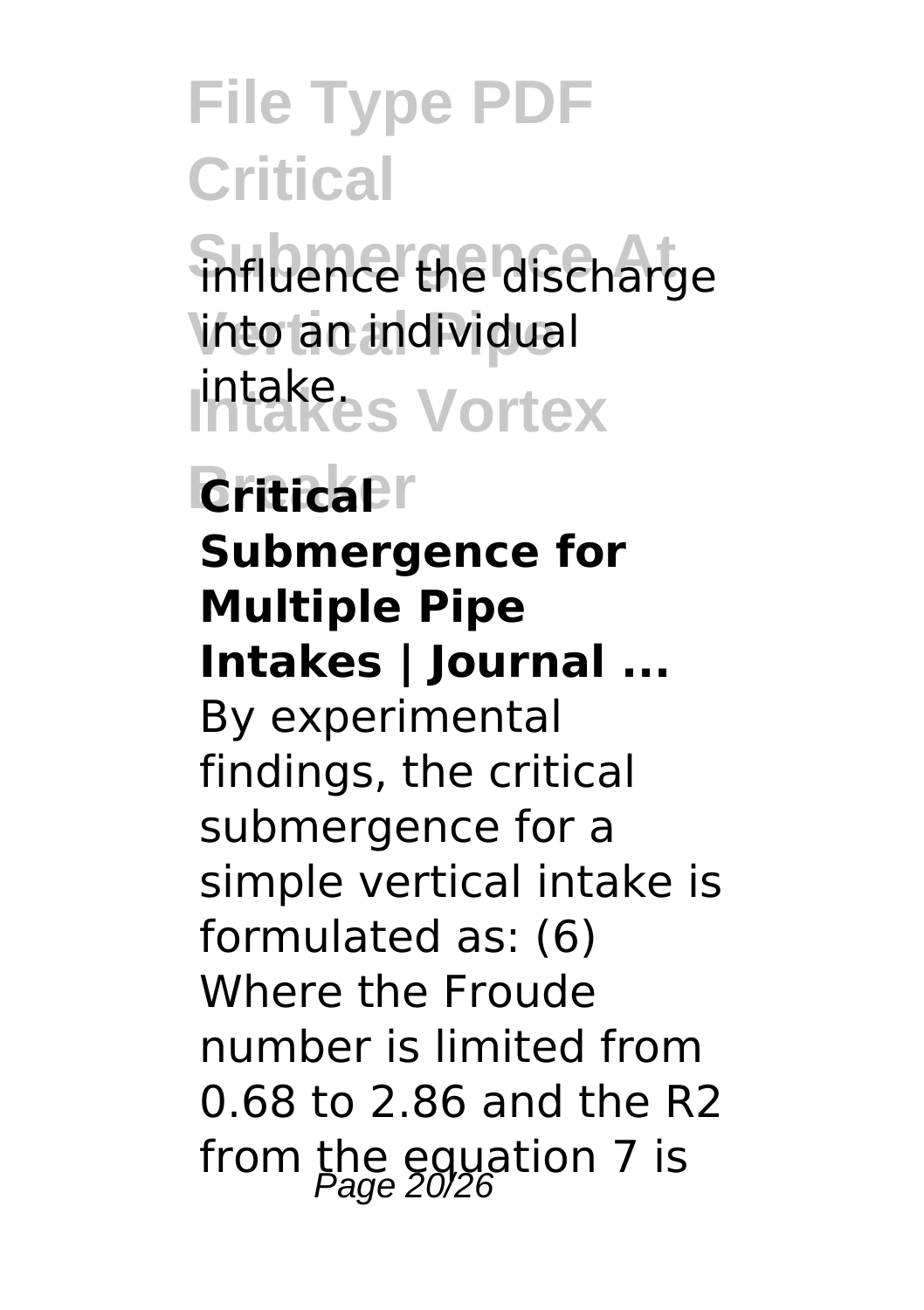influence the discharge into an individual intake.

**Critical Submergence for Multiple Pipe Intakes | Journal ...**

By experimental findings, the critical submergence for a simple vertical intake is formulated as: (6) Where the Froude number is limited from 0.68 to 2.86 and the R2 from the equation 7 is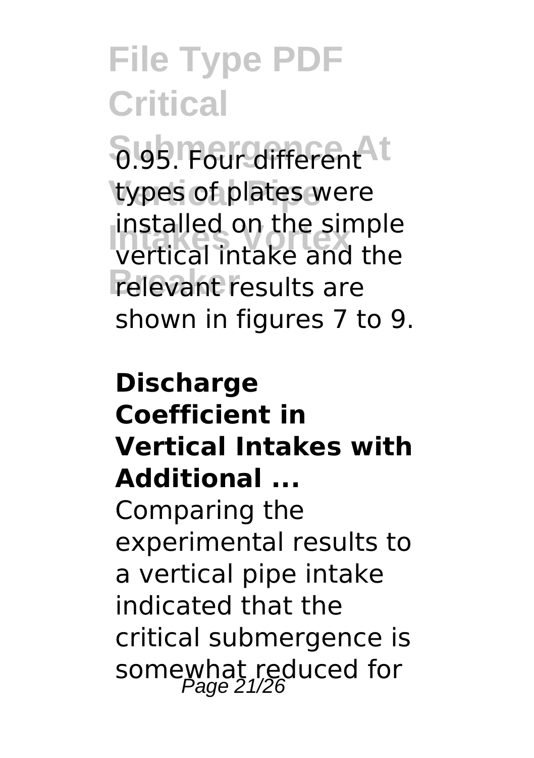0.95. Four different types of plates were installed on the simple vertical intake and the relevant results are shown in figures 7 to 9.

**Discharge Coefficient in Vertical Intakes with Additional ...**

Comparing the experimental results to a vertical pipe intake indicated that the critical submergence is somewhat reduced for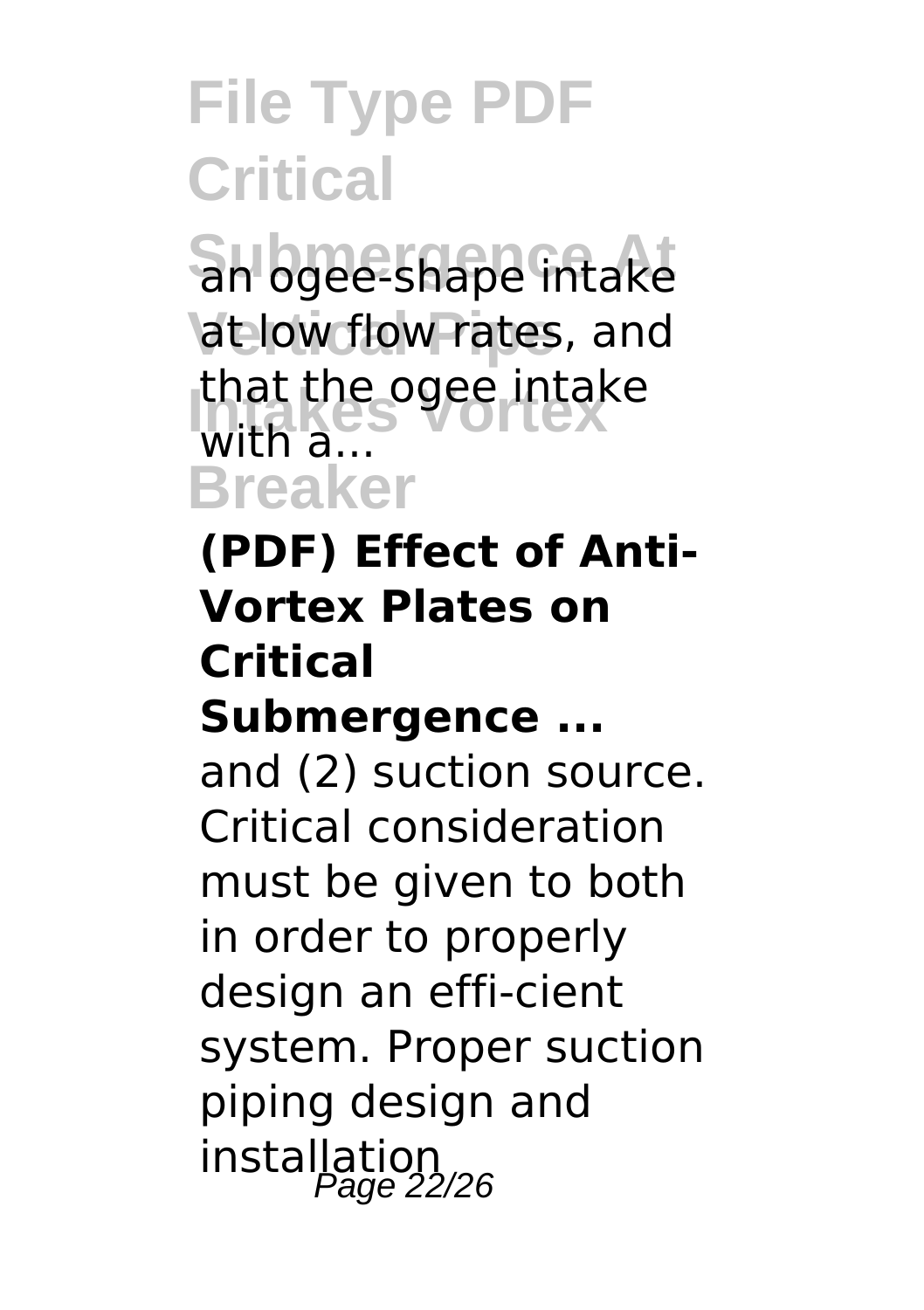an ogee-shape intake at low flow rates, and that the ogee intake with a...

**(PDF) Effect of Anti-Vortex Plates on Critical Submergence ...**

and (2) suction source. Critical consideration must be given to both in order to properly design an effi-cient system. Proper suction piping design and installation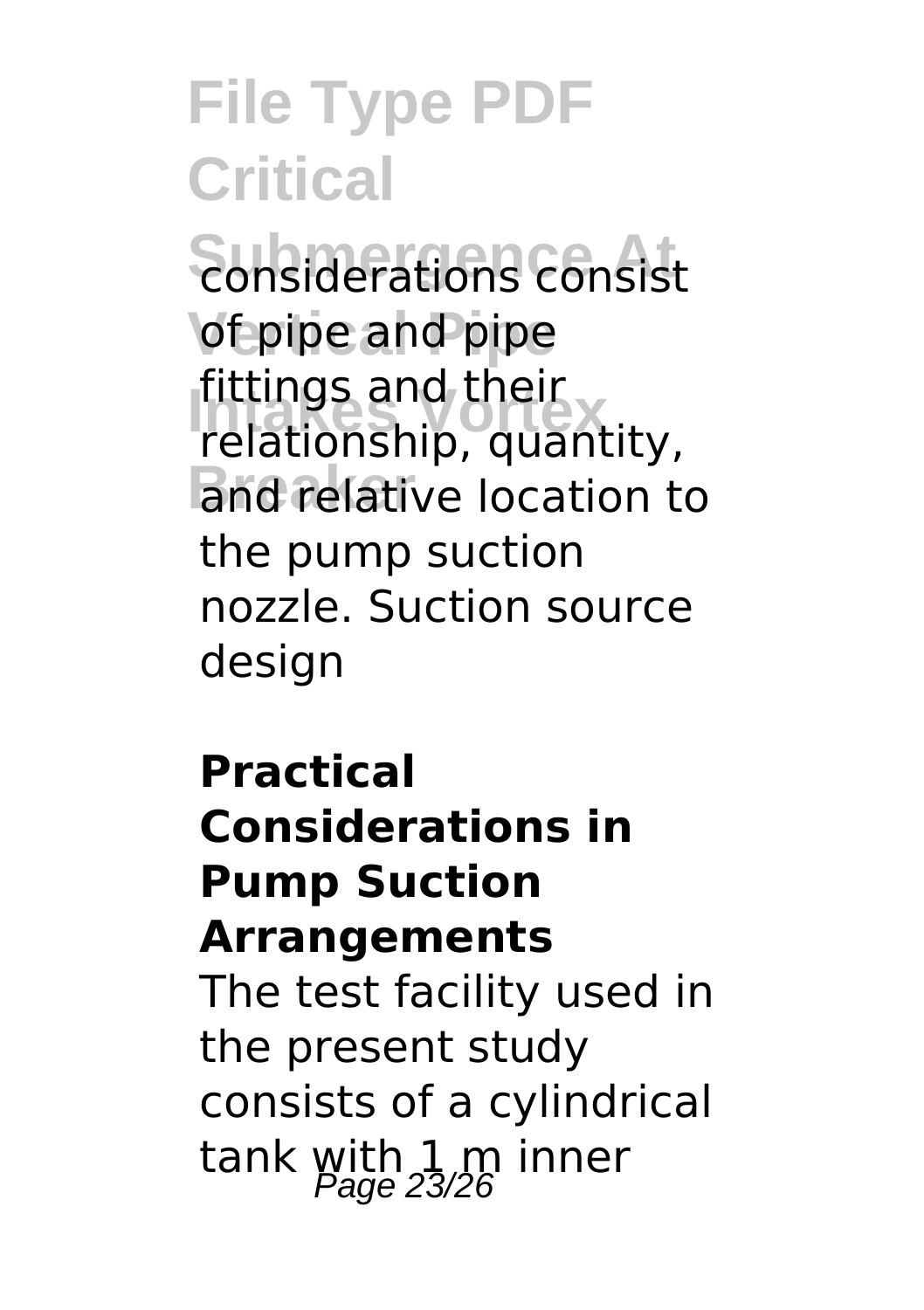considerations consist of pipe and pipe fittings and their relationship, quantity, and relative location to the pump suction nozzle. Suction source design

**Practical Considerations in Pump Suction Arrangements**

The test facility used in the present study consists of a cylindrical tank with 1 m inner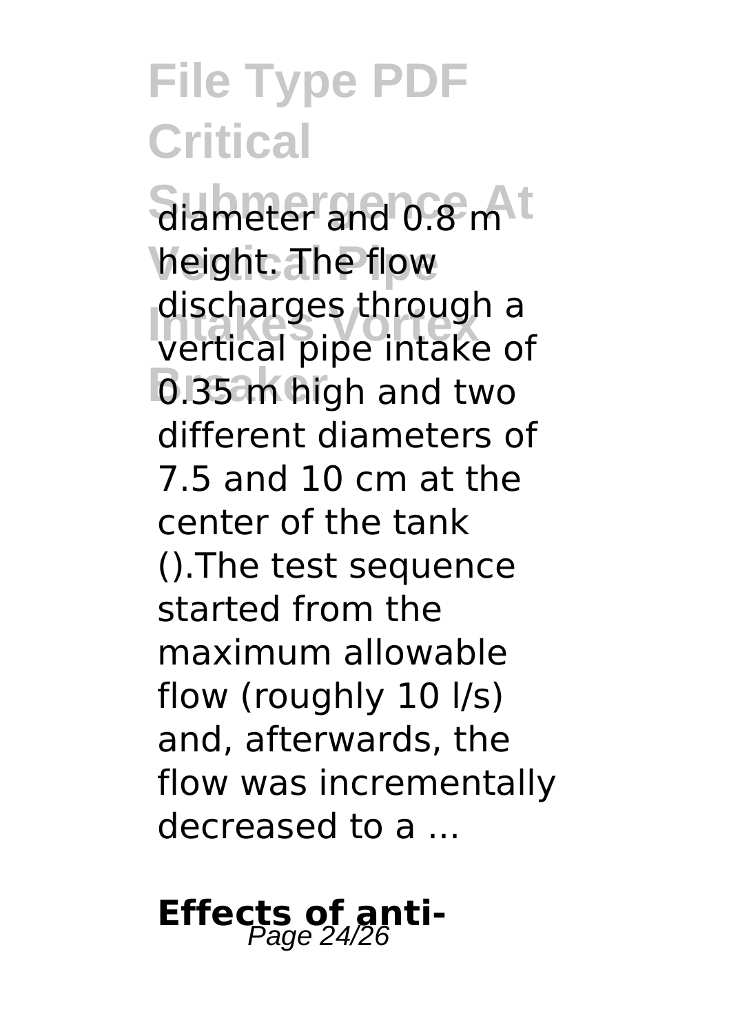diameter and 0.8 m height. The flow discharges through a vertical pipe intake of 0.35 m high and two different diameters of 7.5 and 10 cm at the center of the tank ().The test sequence started from the maximum allowable flow (roughly 10 l/s) and, afterwards, the flow was incrementally decreased to a ...

## Effects of anti-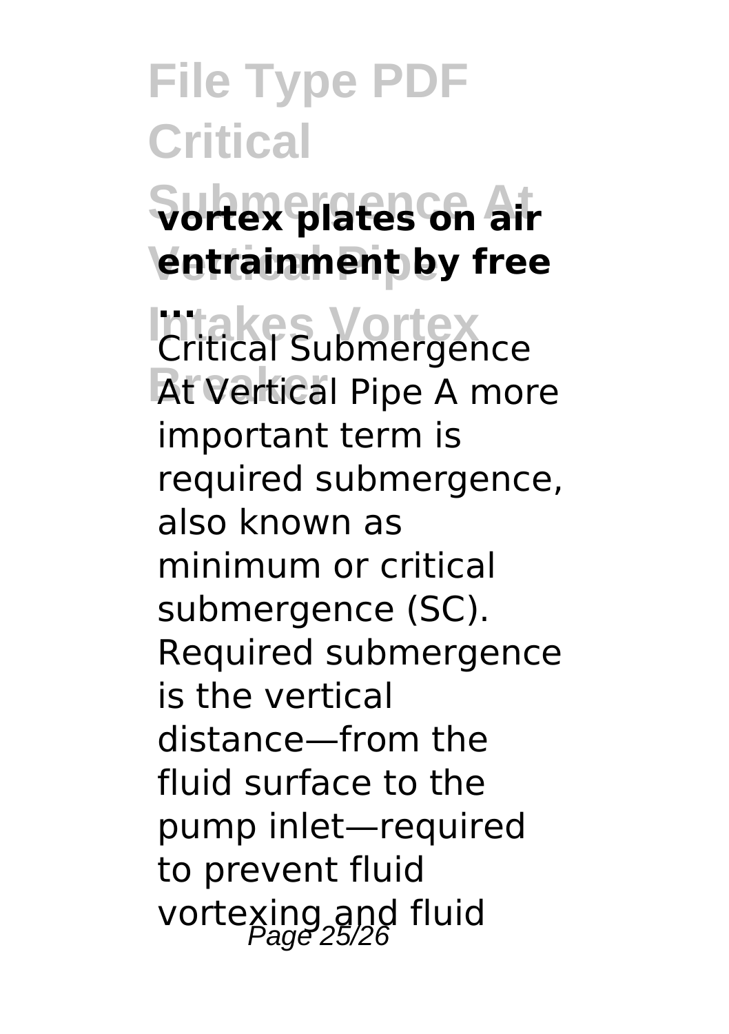## vortex plates on air entrainment by free ...

Critical Submergence At Vertical Pipe A more important term is required submergence, also known as minimum or critical submergence (SC). Required submergence is the vertical distance—from the fluid surface to the pump inlet—required to prevent fluid vortexing and fluid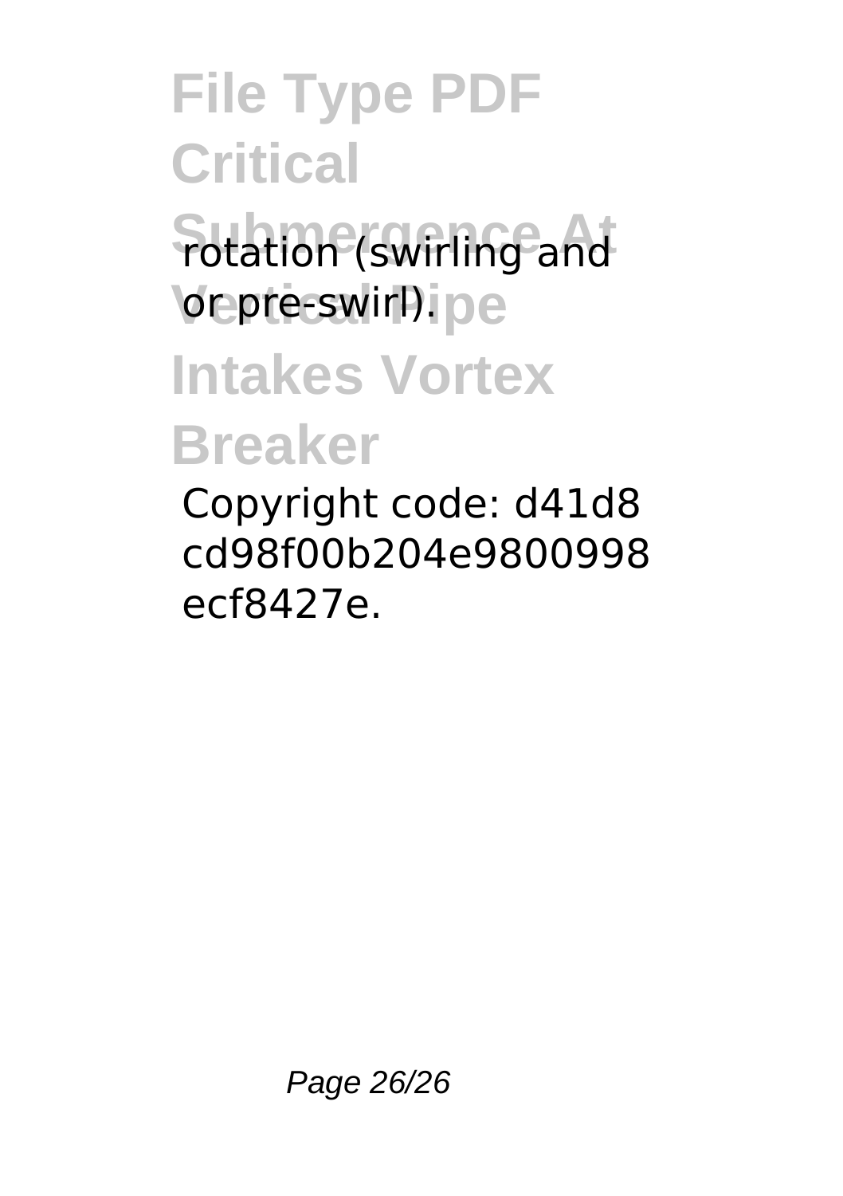rotation (swirling and or pre-swirl).

Copyright code: d41d8cd98f00b204e9800998ecf8427e.